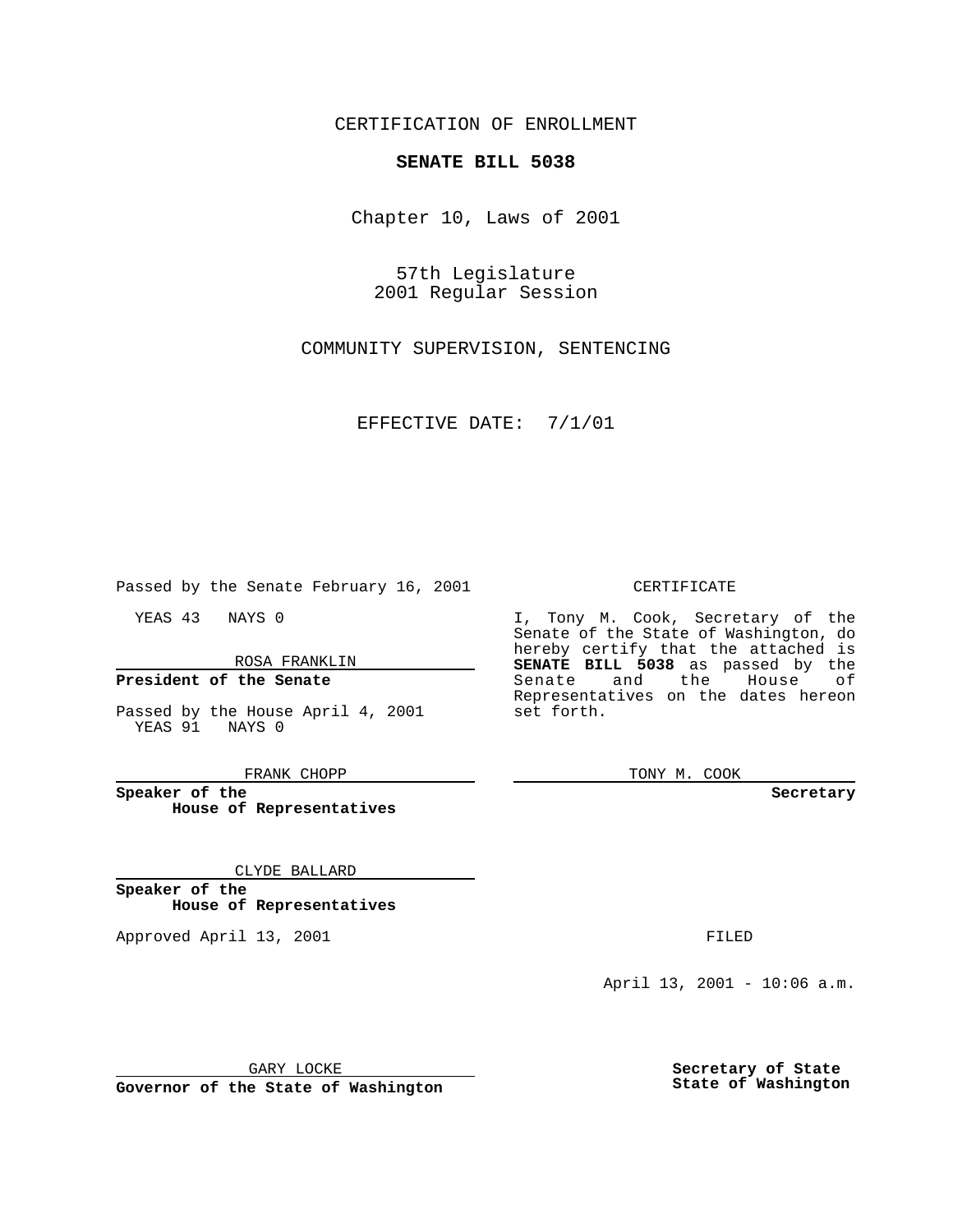CERTIFICATION OF ENROLLMENT

**SENATE BILL 5038**

Chapter 10, Laws of 2001

57th Legislature
2001 Regular Session

COMMUNITY SUPERVISION, SENTENCING

EFFECTIVE DATE: 7/1/01

Passed by the Senate February 16, 2001

YEAS 43 NAYS 0

ROSA FRANKLIN

**President of the Senate**

Passed by the House April 4, 2001
YEAS 91 NAYS 0

FRANK CHOPP

**Speaker of the House of Representatives**

CLYDE BALLARD

**Speaker of the House of Representatives**

Approved April 13, 2001

GARY LOCKE

**Governor of the State of Washington**

CERTIFICATE

I, Tony M. Cook, Secretary of the Senate of the State of Washington, do hereby certify that the attached is **SENATE BILL 5038** as passed by the Senate and the House of Representatives on the dates hereon set forth.

TONY M. COOK

**Secretary**

FILED

April 13, 2001 - 10:06 a.m.

**Secretary of State**
**State of Washington**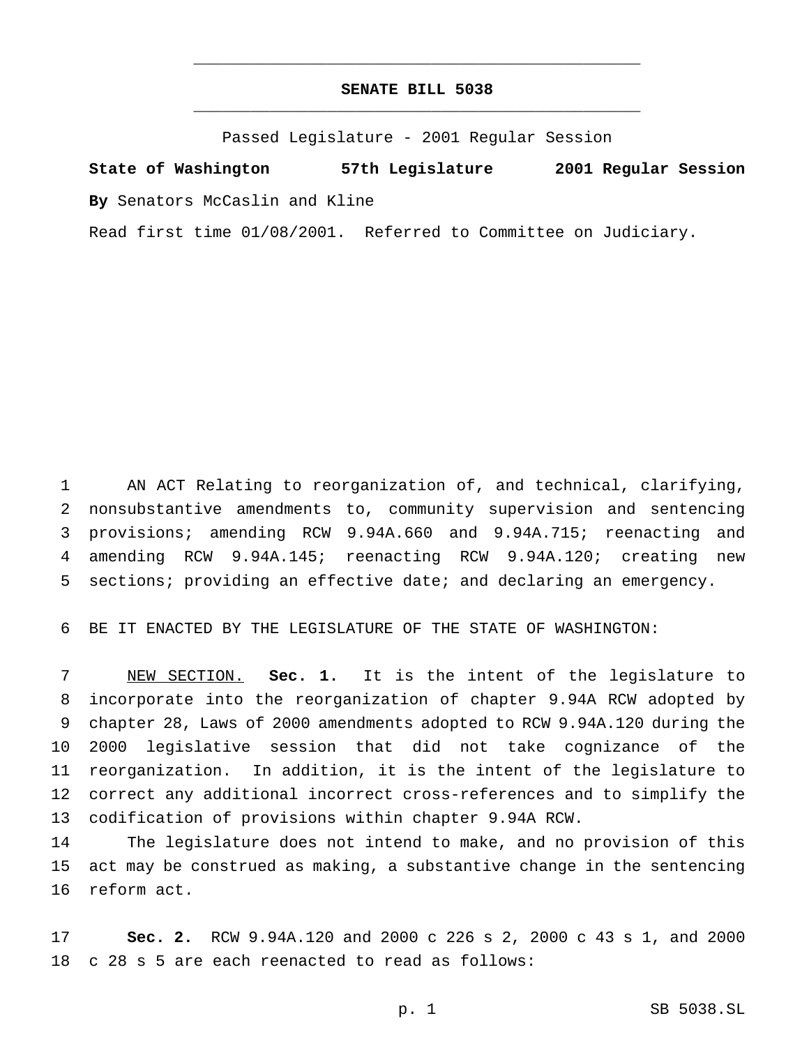# SENATE BILL 5038

Passed Legislature - 2001 Regular Session

**State of Washington 57th Legislature 2001 Regular Session**

**By** Senators McCaslin and Kline

Read first time 01/08/2001. Referred to Committee on Judiciary.

AN ACT Relating to reorganization of, and technical, clarifying, nonsubstantive amendments to, community supervision and sentencing provisions; amending RCW 9.94A.660 and 9.94A.715; reenacting and amending RCW 9.94A.145; reenacting RCW 9.94A.120; creating new sections; providing an effective date; and declaring an emergency.

BE IT ENACTED BY THE LEGISLATURE OF THE STATE OF WASHINGTON:

NEW SECTION. **Sec. 1.** It is the intent of the legislature to incorporate into the reorganization of chapter 9.94A RCW adopted by chapter 28, Laws of 2000 amendments adopted to RCW 9.94A.120 during the 2000 legislative session that did not take cognizance of the reorganization. In addition, it is the intent of the legislature to correct any additional incorrect cross-references and to simplify the codification of provisions within chapter 9.94A RCW.

The legislature does not intend to make, and no provision of this act may be construed as making, a substantive change in the sentencing reform act.

**Sec. 2.** RCW 9.94A.120 and 2000 c 226 s 2, 2000 c 43 s 1, and 2000 c 28 s 5 are each reenacted to read as follows: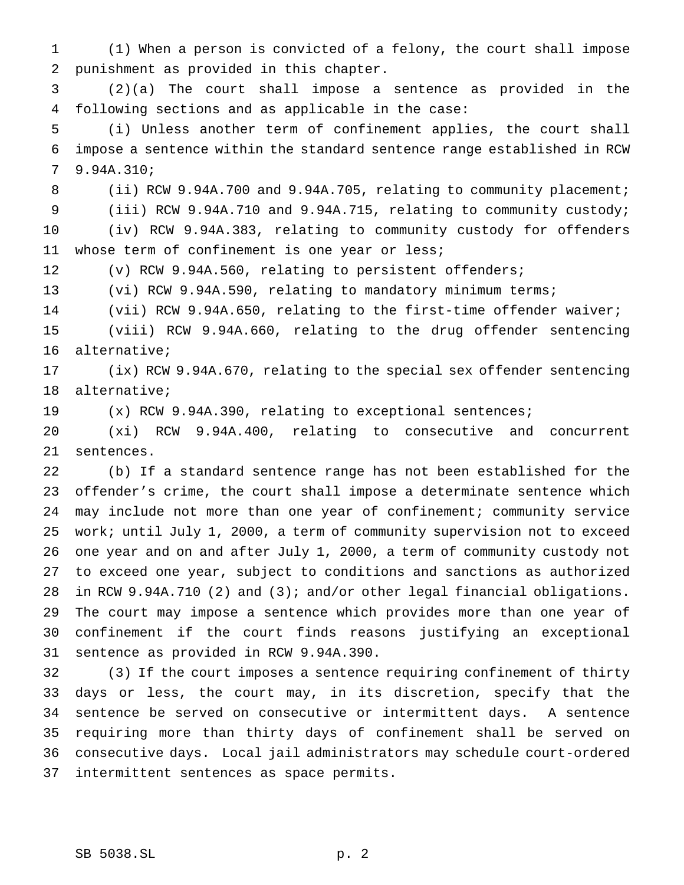(1) When a person is convicted of a felony, the court shall impose punishment as provided in this chapter.

(2)(a) The court shall impose a sentence as provided in the following sections and as applicable in the case:

(i) Unless another term of confinement applies, the court shall impose a sentence within the standard sentence range established in RCW 9.94A.310;

(ii) RCW 9.94A.700 and 9.94A.705, relating to community placement;

(iii) RCW 9.94A.710 and 9.94A.715, relating to community custody;

(iv) RCW 9.94A.383, relating to community custody for offenders whose term of confinement is one year or less;

(v) RCW 9.94A.560, relating to persistent offenders;

(vi) RCW 9.94A.590, relating to mandatory minimum terms;

(vii) RCW 9.94A.650, relating to the first-time offender waiver;

(viii) RCW 9.94A.660, relating to the drug offender sentencing alternative;

(ix) RCW 9.94A.670, relating to the special sex offender sentencing alternative;

(x) RCW 9.94A.390, relating to exceptional sentences;

(xi) RCW 9.94A.400, relating to consecutive and concurrent sentences.

(b) If a standard sentence range has not been established for the offender's crime, the court shall impose a determinate sentence which may include not more than one year of confinement; community service work; until July 1, 2000, a term of community supervision not to exceed one year and on and after July 1, 2000, a term of community custody not to exceed one year, subject to conditions and sanctions as authorized in RCW 9.94A.710 (2) and (3); and/or other legal financial obligations. The court may impose a sentence which provides more than one year of confinement if the court finds reasons justifying an exceptional sentence as provided in RCW 9.94A.390.

(3) If the court imposes a sentence requiring confinement of thirty days or less, the court may, in its discretion, specify that the sentence be served on consecutive or intermittent days. A sentence requiring more than thirty days of confinement shall be served on consecutive days. Local jail administrators may schedule court-ordered intermittent sentences as space permits.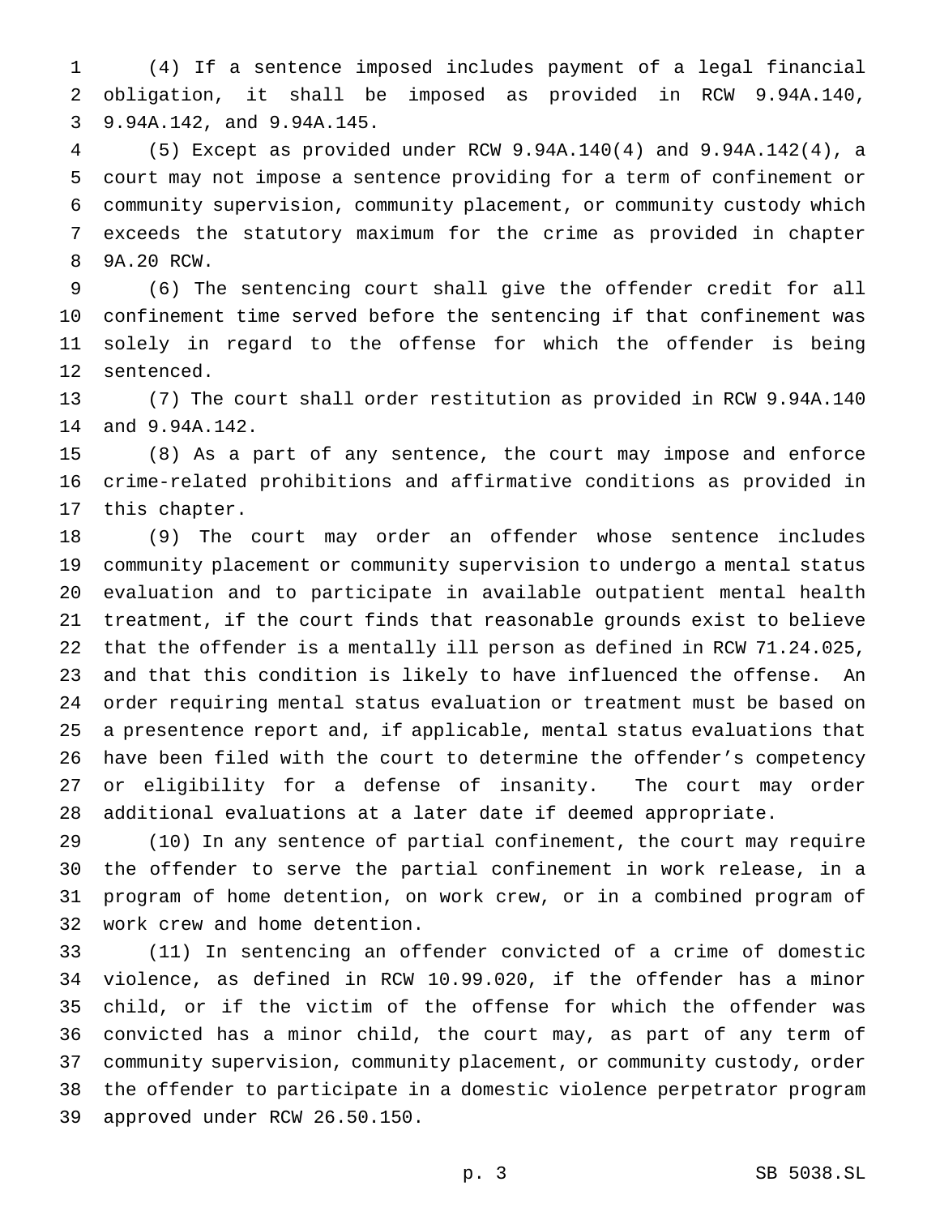(4) If a sentence imposed includes payment of a legal financial obligation, it shall be imposed as provided in RCW 9.94A.140, 9.94A.142, and 9.94A.145.

(5) Except as provided under RCW 9.94A.140(4) and 9.94A.142(4), a court may not impose a sentence providing for a term of confinement or community supervision, community placement, or community custody which exceeds the statutory maximum for the crime as provided in chapter 9A.20 RCW.

(6) The sentencing court shall give the offender credit for all confinement time served before the sentencing if that confinement was solely in regard to the offense for which the offender is being sentenced.

(7) The court shall order restitution as provided in RCW 9.94A.140 and 9.94A.142.

(8) As a part of any sentence, the court may impose and enforce crime-related prohibitions and affirmative conditions as provided in this chapter.

(9) The court may order an offender whose sentence includes community placement or community supervision to undergo a mental status evaluation and to participate in available outpatient mental health treatment, if the court finds that reasonable grounds exist to believe that the offender is a mentally ill person as defined in RCW 71.24.025, and that this condition is likely to have influenced the offense. An order requiring mental status evaluation or treatment must be based on a presentence report and, if applicable, mental status evaluations that have been filed with the court to determine the offender's competency or eligibility for a defense of insanity. The court may order additional evaluations at a later date if deemed appropriate.

(10) In any sentence of partial confinement, the court may require the offender to serve the partial confinement in work release, in a program of home detention, on work crew, or in a combined program of work crew and home detention.

(11) In sentencing an offender convicted of a crime of domestic violence, as defined in RCW 10.99.020, if the offender has a minor child, or if the victim of the offense for which the offender was convicted has a minor child, the court may, as part of any term of community supervision, community placement, or community custody, order the offender to participate in a domestic violence perpetrator program approved under RCW 26.50.150.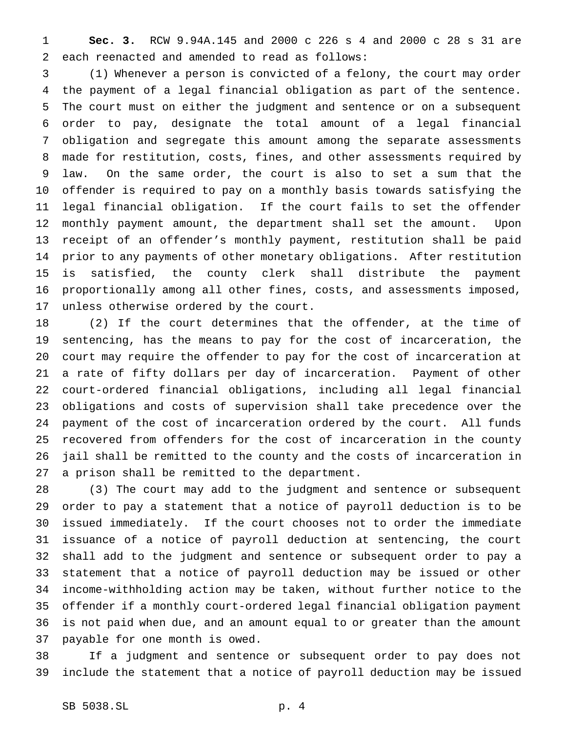**Sec. 3.** RCW 9.94A.145 and 2000 c 226 s 4 and 2000 c 28 s 31 are each reenacted and amended to read as follows:

(1) Whenever a person is convicted of a felony, the court may order the payment of a legal financial obligation as part of the sentence. The court must on either the judgment and sentence or on a subsequent order to pay, designate the total amount of a legal financial obligation and segregate this amount among the separate assessments made for restitution, costs, fines, and other assessments required by law. On the same order, the court is also to set a sum that the offender is required to pay on a monthly basis towards satisfying the legal financial obligation. If the court fails to set the offender monthly payment amount, the department shall set the amount. Upon receipt of an offender's monthly payment, restitution shall be paid prior to any payments of other monetary obligations. After restitution is satisfied, the county clerk shall distribute the payment proportionally among all other fines, costs, and assessments imposed, unless otherwise ordered by the court.

(2) If the court determines that the offender, at the time of sentencing, has the means to pay for the cost of incarceration, the court may require the offender to pay for the cost of incarceration at a rate of fifty dollars per day of incarceration. Payment of other court-ordered financial obligations, including all legal financial obligations and costs of supervision shall take precedence over the payment of the cost of incarceration ordered by the court. All funds recovered from offenders for the cost of incarceration in the county jail shall be remitted to the county and the costs of incarceration in a prison shall be remitted to the department.

(3) The court may add to the judgment and sentence or subsequent order to pay a statement that a notice of payroll deduction is to be issued immediately. If the court chooses not to order the immediate issuance of a notice of payroll deduction at sentencing, the court shall add to the judgment and sentence or subsequent order to pay a statement that a notice of payroll deduction may be issued or other income-withholding action may be taken, without further notice to the offender if a monthly court-ordered legal financial obligation payment is not paid when due, and an amount equal to or greater than the amount payable for one month is owed.

If a judgment and sentence or subsequent order to pay does not include the statement that a notice of payroll deduction may be issued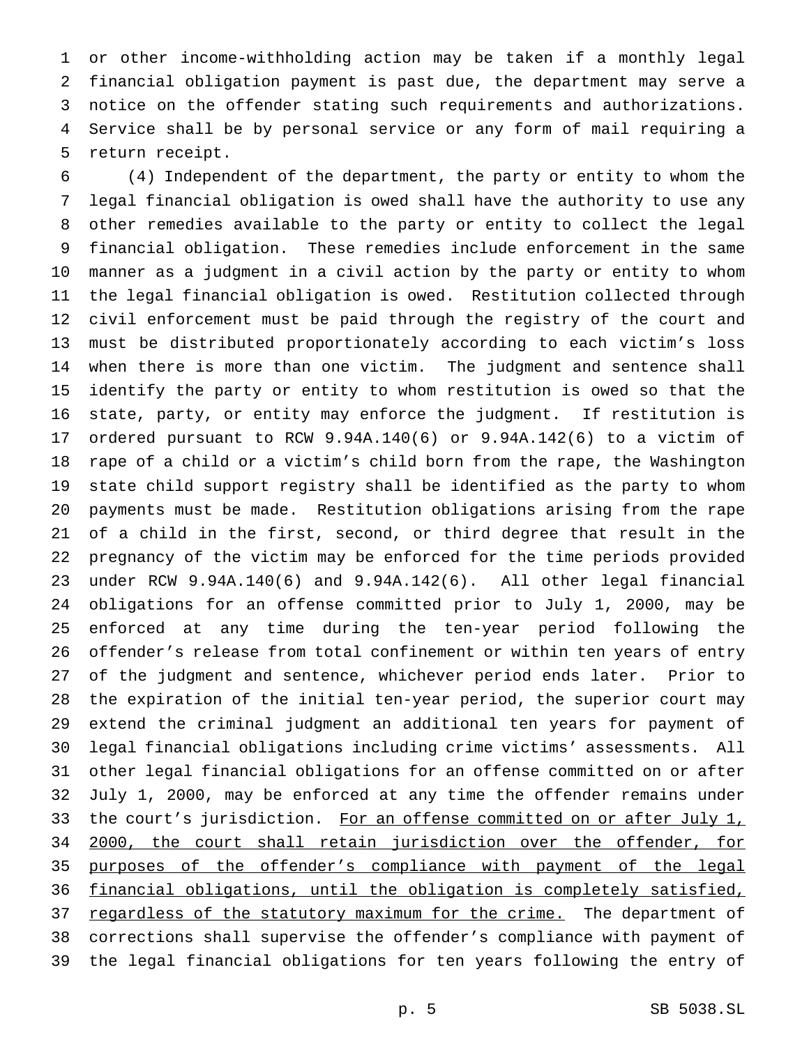or other income-withholding action may be taken if a monthly legal financial obligation payment is past due, the department may serve a notice on the offender stating such requirements and authorizations. Service shall be by personal service or any form of mail requiring a return receipt.

(4) Independent of the department, the party or entity to whom the legal financial obligation is owed shall have the authority to use any other remedies available to the party or entity to collect the legal financial obligation. These remedies include enforcement in the same manner as a judgment in a civil action by the party or entity to whom the legal financial obligation is owed. Restitution collected through civil enforcement must be paid through the registry of the court and must be distributed proportionately according to each victim's loss when there is more than one victim. The judgment and sentence shall identify the party or entity to whom restitution is owed so that the state, party, or entity may enforce the judgment. If restitution is ordered pursuant to RCW 9.94A.140(6) or 9.94A.142(6) to a victim of rape of a child or a victim's child born from the rape, the Washington state child support registry shall be identified as the party to whom payments must be made. Restitution obligations arising from the rape of a child in the first, second, or third degree that result in the pregnancy of the victim may be enforced for the time periods provided under RCW 9.94A.140(6) and 9.94A.142(6). All other legal financial obligations for an offense committed prior to July 1, 2000, may be enforced at any time during the ten-year period following the offender's release from total confinement or within ten years of entry of the judgment and sentence, whichever period ends later. Prior to the expiration of the initial ten-year period, the superior court may extend the criminal judgment an additional ten years for payment of legal financial obligations including crime victims' assessments. All other legal financial obligations for an offense committed on or after July 1, 2000, may be enforced at any time the offender remains under the court's jurisdiction. <u>For an offense committed on or after July 1, 2000, the court shall retain jurisdiction over the offender, for purposes of the offender's compliance with payment of the legal financial obligations, until the obligation is completely satisfied, regardless of the statutory maximum for the crime.</u> The department of corrections shall supervise the offender's compliance with payment of the legal financial obligations for ten years following the entry of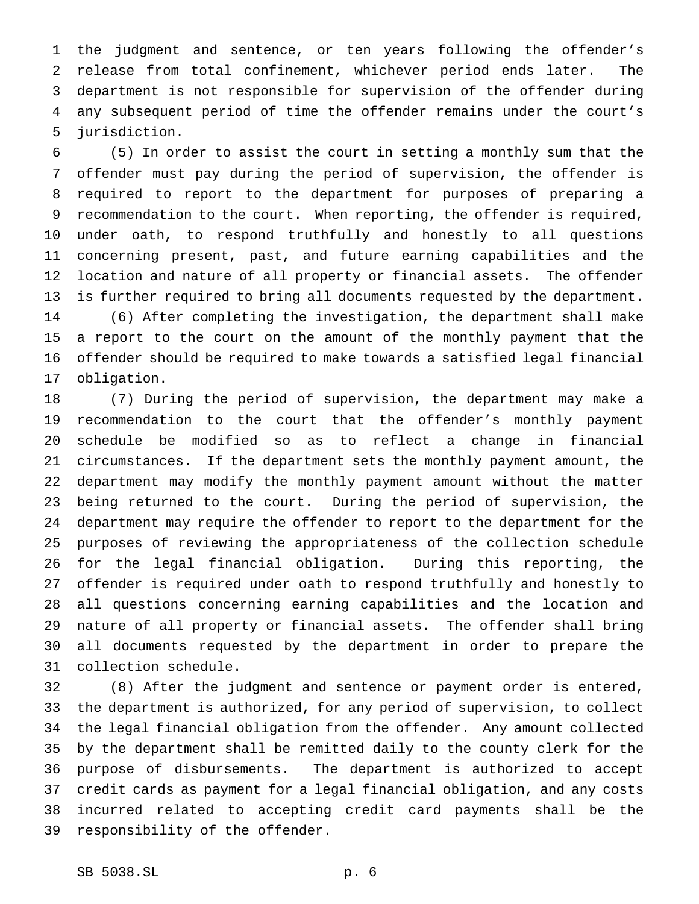the judgment and sentence, or ten years following the offender's release from total confinement, whichever period ends later. The department is not responsible for supervision of the offender during any subsequent period of time the offender remains under the court's jurisdiction.

(5) In order to assist the court in setting a monthly sum that the offender must pay during the period of supervision, the offender is required to report to the department for purposes of preparing a recommendation to the court. When reporting, the offender is required, under oath, to respond truthfully and honestly to all questions concerning present, past, and future earning capabilities and the location and nature of all property or financial assets. The offender is further required to bring all documents requested by the department.

(6) After completing the investigation, the department shall make a report to the court on the amount of the monthly payment that the offender should be required to make towards a satisfied legal financial obligation.

(7) During the period of supervision, the department may make a recommendation to the court that the offender's monthly payment schedule be modified so as to reflect a change in financial circumstances. If the department sets the monthly payment amount, the department may modify the monthly payment amount without the matter being returned to the court. During the period of supervision, the department may require the offender to report to the department for the purposes of reviewing the appropriateness of the collection schedule for the legal financial obligation. During this reporting, the offender is required under oath to respond truthfully and honestly to all questions concerning earning capabilities and the location and nature of all property or financial assets. The offender shall bring all documents requested by the department in order to prepare the collection schedule.

(8) After the judgment and sentence or payment order is entered, the department is authorized, for any period of supervision, to collect the legal financial obligation from the offender. Any amount collected by the department shall be remitted daily to the county clerk for the purpose of disbursements. The department is authorized to accept credit cards as payment for a legal financial obligation, and any costs incurred related to accepting credit card payments shall be the responsibility of the offender.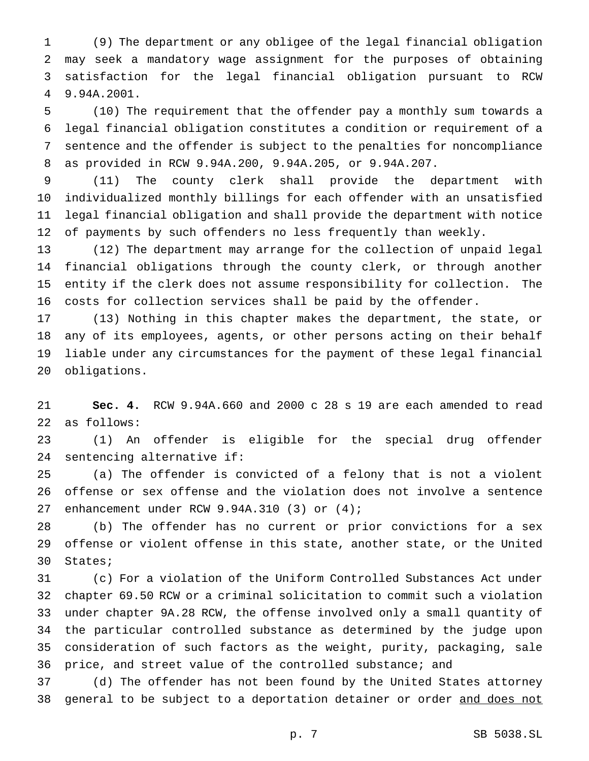(9) The department or any obligee of the legal financial obligation may seek a mandatory wage assignment for the purposes of obtaining satisfaction for the legal financial obligation pursuant to RCW 9.94A.2001.

(10) The requirement that the offender pay a monthly sum towards a legal financial obligation constitutes a condition or requirement of a sentence and the offender is subject to the penalties for noncompliance as provided in RCW 9.94A.200, 9.94A.205, or 9.94A.207.

(11) The county clerk shall provide the department with individualized monthly billings for each offender with an unsatisfied legal financial obligation and shall provide the department with notice of payments by such offenders no less frequently than weekly.

(12) The department may arrange for the collection of unpaid legal financial obligations through the county clerk, or through another entity if the clerk does not assume responsibility for collection. The costs for collection services shall be paid by the offender.

(13) Nothing in this chapter makes the department, the state, or any of its employees, agents, or other persons acting on their behalf liable under any circumstances for the payment of these legal financial obligations.

**Sec. 4.** RCW 9.94A.660 and 2000 c 28 s 19 are each amended to read as follows:

(1) An offender is eligible for the special drug offender sentencing alternative if:

(a) The offender is convicted of a felony that is not a violent offense or sex offense and the violation does not involve a sentence enhancement under RCW 9.94A.310 (3) or (4);

(b) The offender has no current or prior convictions for a sex offense or violent offense in this state, another state, or the United States;

(c) For a violation of the Uniform Controlled Substances Act under chapter 69.50 RCW or a criminal solicitation to commit such a violation under chapter 9A.28 RCW, the offense involved only a small quantity of the particular controlled substance as determined by the judge upon consideration of such factors as the weight, purity, packaging, sale price, and street value of the controlled substance; and

(d) The offender has not been found by the United States attorney general to be subject to a deportation detainer or order <u>and does not</u>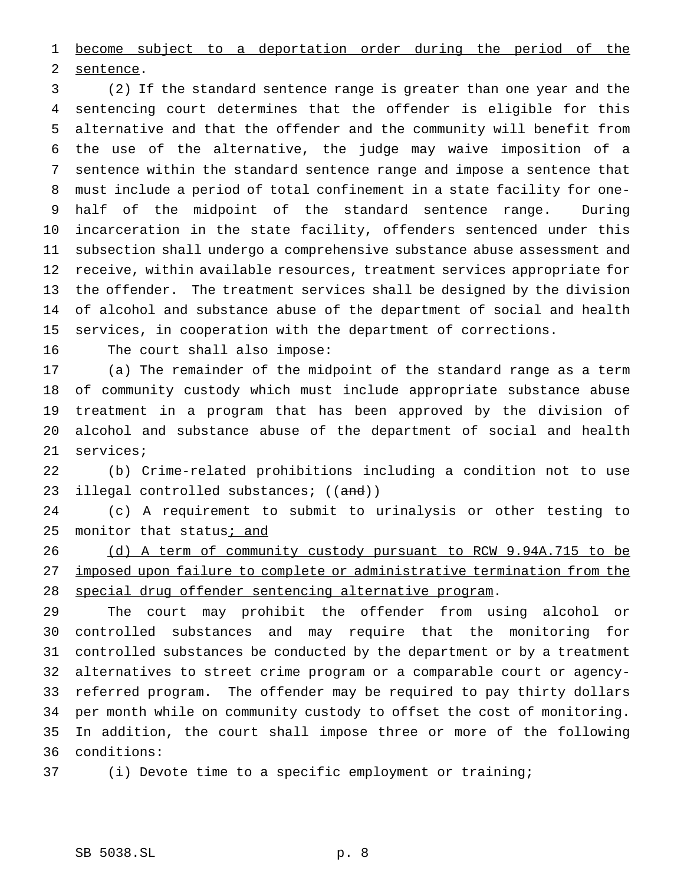become subject to a deportation order during the period of the sentence.

(2) If the standard sentence range is greater than one year and the sentencing court determines that the offender is eligible for this alternative and that the offender and the community will benefit from the use of the alternative, the judge may waive imposition of a sentence within the standard sentence range and impose a sentence that must include a period of total confinement in a state facility for one-half of the midpoint of the standard sentence range. During incarceration in the state facility, offenders sentenced under this subsection shall undergo a comprehensive substance abuse assessment and receive, within available resources, treatment services appropriate for the offender. The treatment services shall be designed by the division of alcohol and substance abuse of the department of social and health services, in cooperation with the department of corrections.

The court shall also impose:

(a) The remainder of the midpoint of the standard range as a term of community custody which must include appropriate substance abuse treatment in a program that has been approved by the division of alcohol and substance abuse of the department of social and health services;

(b) Crime-related prohibitions including a condition not to use illegal controlled substances; ((and))

(c) A requirement to submit to urinalysis or other testing to monitor that status; and

(d) A term of community custody pursuant to RCW 9.94A.715 to be imposed upon failure to complete or administrative termination from the special drug offender sentencing alternative program.

The court may prohibit the offender from using alcohol or controlled substances and may require that the monitoring for controlled substances be conducted by the department or by a treatment alternatives to street crime program or a comparable court or agency-referred program. The offender may be required to pay thirty dollars per month while on community custody to offset the cost of monitoring. In addition, the court shall impose three or more of the following conditions:

(i) Devote time to a specific employment or training;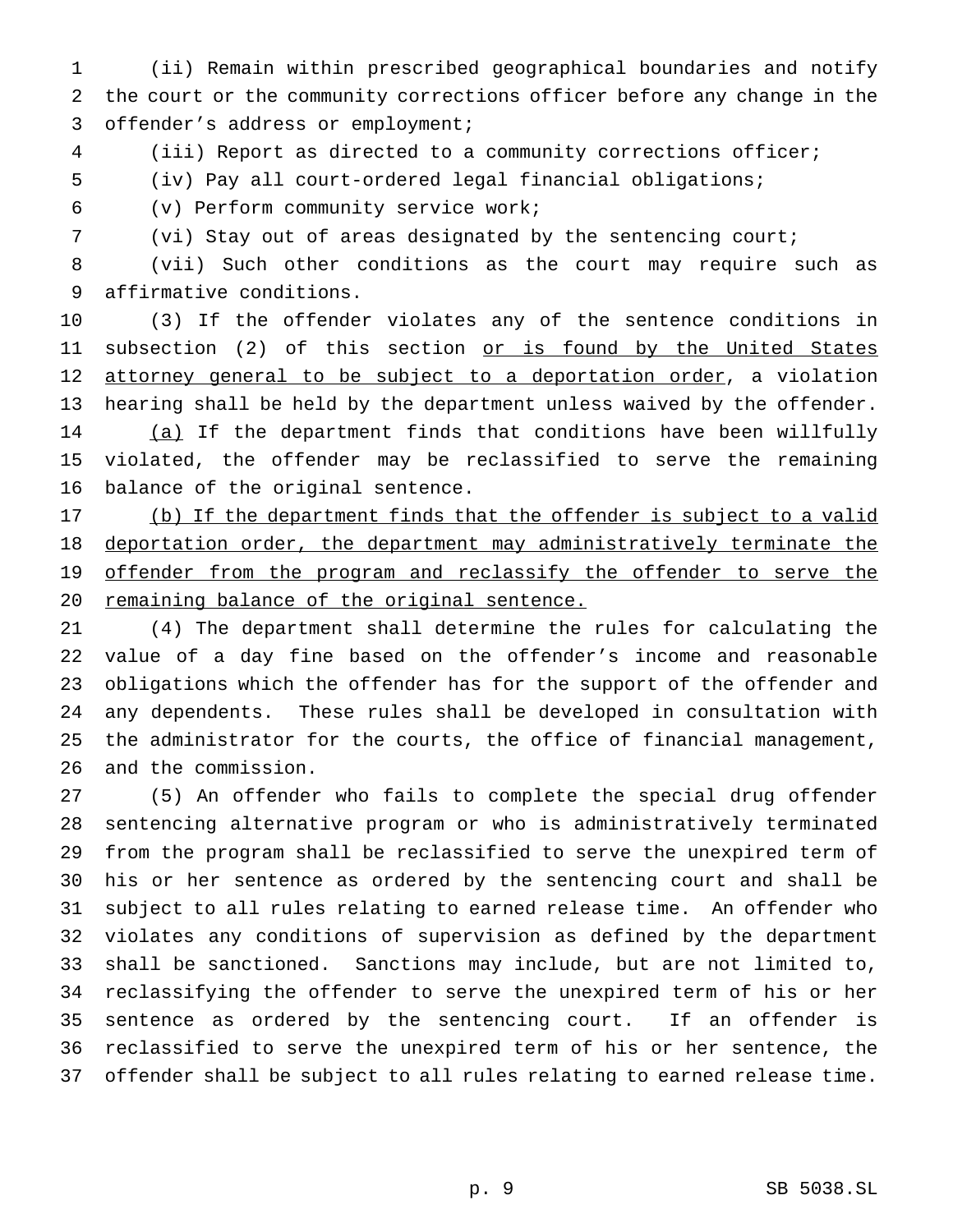(ii) Remain within prescribed geographical boundaries and notify the court or the community corrections officer before any change in the offender's address or employment;

(iii) Report as directed to a community corrections officer;

(iv) Pay all court-ordered legal financial obligations;

(v) Perform community service work;

(vi) Stay out of areas designated by the sentencing court;

(vii) Such other conditions as the court may require such as affirmative conditions.

(3) If the offender violates any of the sentence conditions in subsection (2) of this section <u>or is found by the United States attorney general to be subject to a deportation order</u>, a violation hearing shall be held by the department unless waived by the offender. <u>(a)</u> If the department finds that conditions have been willfully violated, the offender may be reclassified to serve the remaining balance of the original sentence.

<u>(b) If the department finds that the offender is subject to a valid deportation order, the department may administratively terminate the offender from the program and reclassify the offender to serve the remaining balance of the original sentence.</u>

(4) The department shall determine the rules for calculating the value of a day fine based on the offender's income and reasonable obligations which the offender has for the support of the offender and any dependents. These rules shall be developed in consultation with the administrator for the courts, the office of financial management, and the commission.

(5) An offender who fails to complete the special drug offender sentencing alternative program or who is administratively terminated from the program shall be reclassified to serve the unexpired term of his or her sentence as ordered by the sentencing court and shall be subject to all rules relating to earned release time. An offender who violates any conditions of supervision as defined by the department shall be sanctioned. Sanctions may include, but are not limited to, reclassifying the offender to serve the unexpired term of his or her sentence as ordered by the sentencing court. If an offender is reclassified to serve the unexpired term of his or her sentence, the offender shall be subject to all rules relating to earned release time.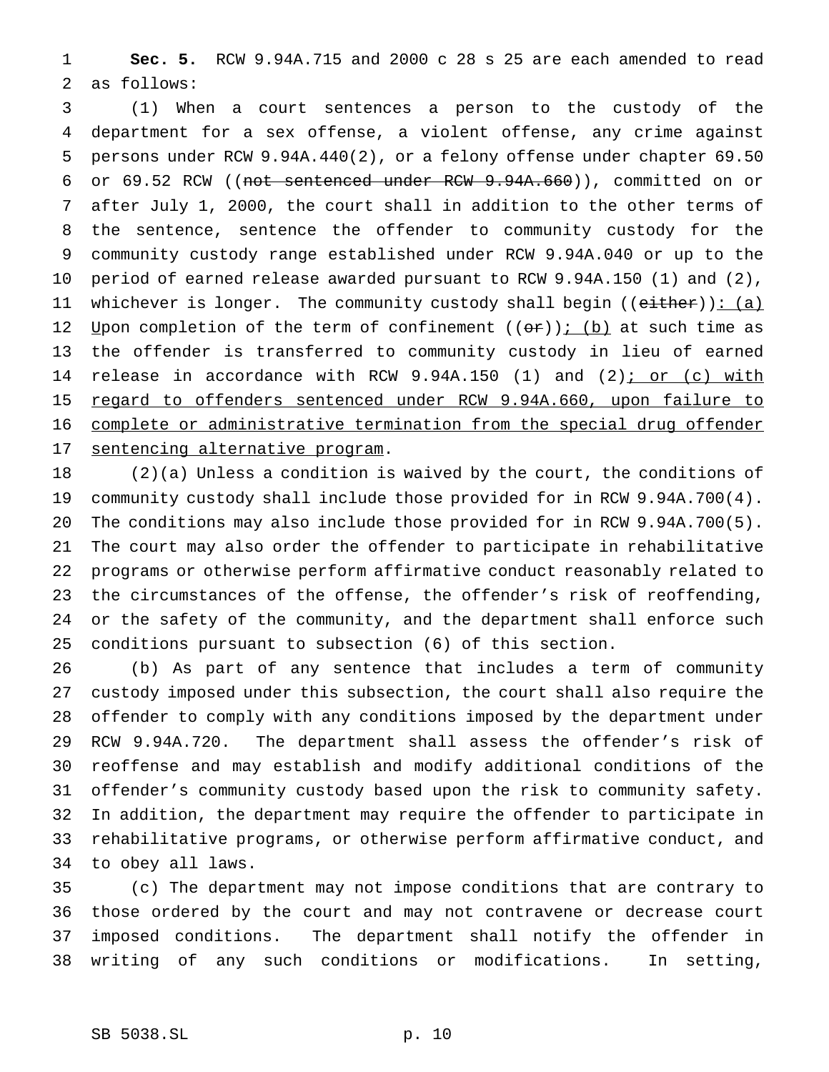**Sec. 5.** RCW 9.94A.715 and 2000 c 28 s 25 are each amended to read as follows:

(1) When a court sentences a person to the custody of the department for a sex offense, a violent offense, any crime against persons under RCW 9.94A.440(2), or a felony offense under chapter 69.50 or 69.52 RCW ((~~not sentenced under RCW 9.94A.660~~)), committed on or after July 1, 2000, the court shall in addition to the other terms of the sentence, sentence the offender to community custody for the community custody range established under RCW 9.94A.040 or up to the period of earned release awarded pursuant to RCW 9.94A.150 (1) and (2), whichever is longer. The community custody shall begin ((~~either~~))<u>: (a) U</u>pon completion of the term of confinement ((~~or~~))<u>; (b)</u> at such time as the offender is transferred to community custody in lieu of earned release in accordance with RCW 9.94A.150 (1) and (2)<u>; or (c) with regard to offenders sentenced under RCW 9.94A.660, upon failure to complete or administrative termination from the special drug offender sentencing alternative program</u>.

(2)(a) Unless a condition is waived by the court, the conditions of community custody shall include those provided for in RCW 9.94A.700(4). The conditions may also include those provided for in RCW 9.94A.700(5). The court may also order the offender to participate in rehabilitative programs or otherwise perform affirmative conduct reasonably related to the circumstances of the offense, the offender's risk of reoffending, or the safety of the community, and the department shall enforce such conditions pursuant to subsection (6) of this section.

(b) As part of any sentence that includes a term of community custody imposed under this subsection, the court shall also require the offender to comply with any conditions imposed by the department under RCW 9.94A.720. The department shall assess the offender's risk of reoffense and may establish and modify additional conditions of the offender's community custody based upon the risk to community safety. In addition, the department may require the offender to participate in rehabilitative programs, or otherwise perform affirmative conduct, and to obey all laws.

(c) The department may not impose conditions that are contrary to those ordered by the court and may not contravene or decrease court imposed conditions. The department shall notify the offender in writing of any such conditions or modifications. In setting,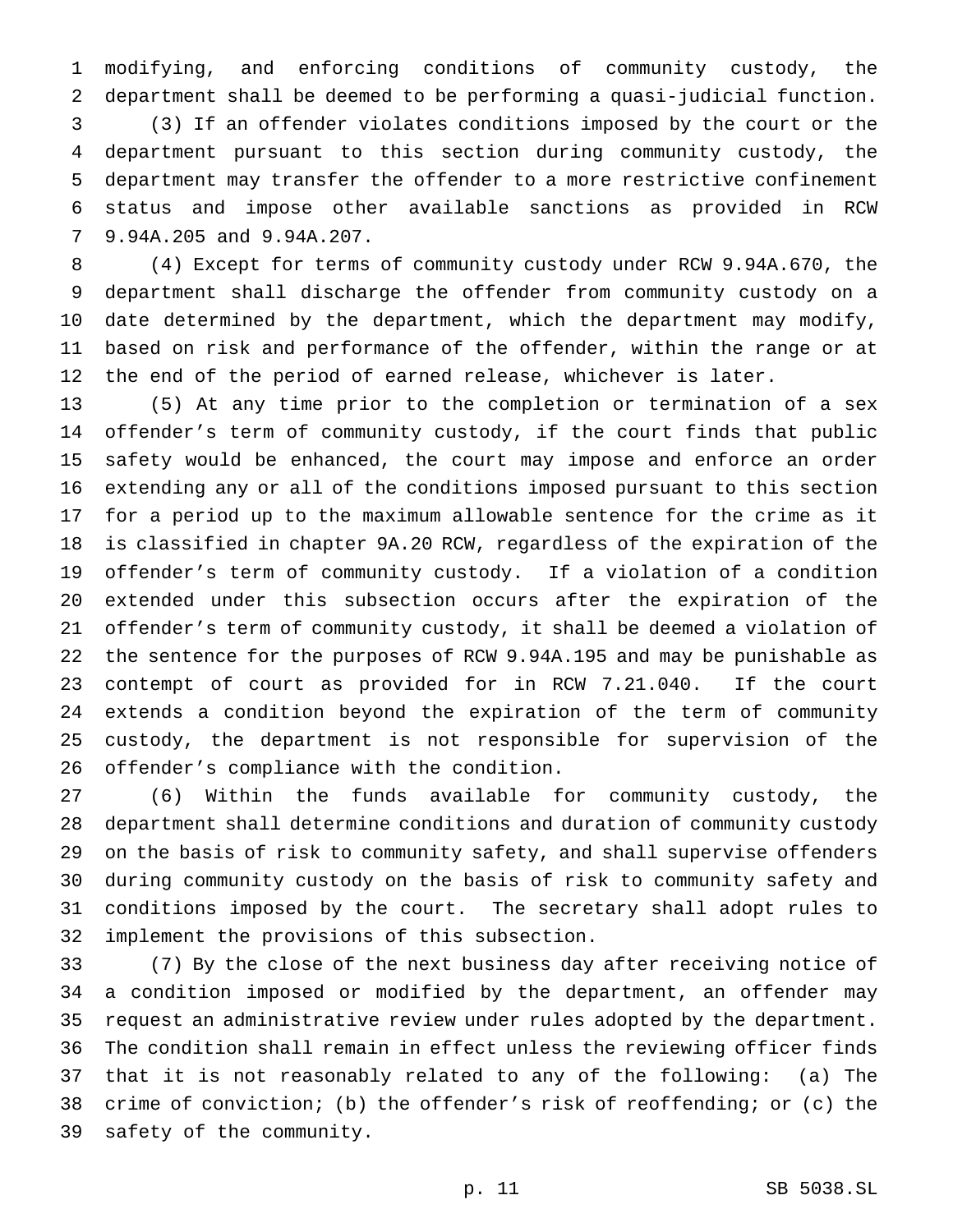modifying, and enforcing conditions of community custody, the department shall be deemed to be performing a quasi-judicial function.

(3) If an offender violates conditions imposed by the court or the department pursuant to this section during community custody, the department may transfer the offender to a more restrictive confinement status and impose other available sanctions as provided in RCW 9.94A.205 and 9.94A.207.

(4) Except for terms of community custody under RCW 9.94A.670, the department shall discharge the offender from community custody on a date determined by the department, which the department may modify, based on risk and performance of the offender, within the range or at the end of the period of earned release, whichever is later.

(5) At any time prior to the completion or termination of a sex offender's term of community custody, if the court finds that public safety would be enhanced, the court may impose and enforce an order extending any or all of the conditions imposed pursuant to this section for a period up to the maximum allowable sentence for the crime as it is classified in chapter 9A.20 RCW, regardless of the expiration of the offender's term of community custody. If a violation of a condition extended under this subsection occurs after the expiration of the offender's term of community custody, it shall be deemed a violation of the sentence for the purposes of RCW 9.94A.195 and may be punishable as contempt of court as provided for in RCW 7.21.040. If the court extends a condition beyond the expiration of the term of community custody, the department is not responsible for supervision of the offender's compliance with the condition.

(6) Within the funds available for community custody, the department shall determine conditions and duration of community custody on the basis of risk to community safety, and shall supervise offenders during community custody on the basis of risk to community safety and conditions imposed by the court. The secretary shall adopt rules to implement the provisions of this subsection.

(7) By the close of the next business day after receiving notice of a condition imposed or modified by the department, an offender may request an administrative review under rules adopted by the department. The condition shall remain in effect unless the reviewing officer finds that it is not reasonably related to any of the following: (a) The crime of conviction; (b) the offender's risk of reoffending; or (c) the safety of the community.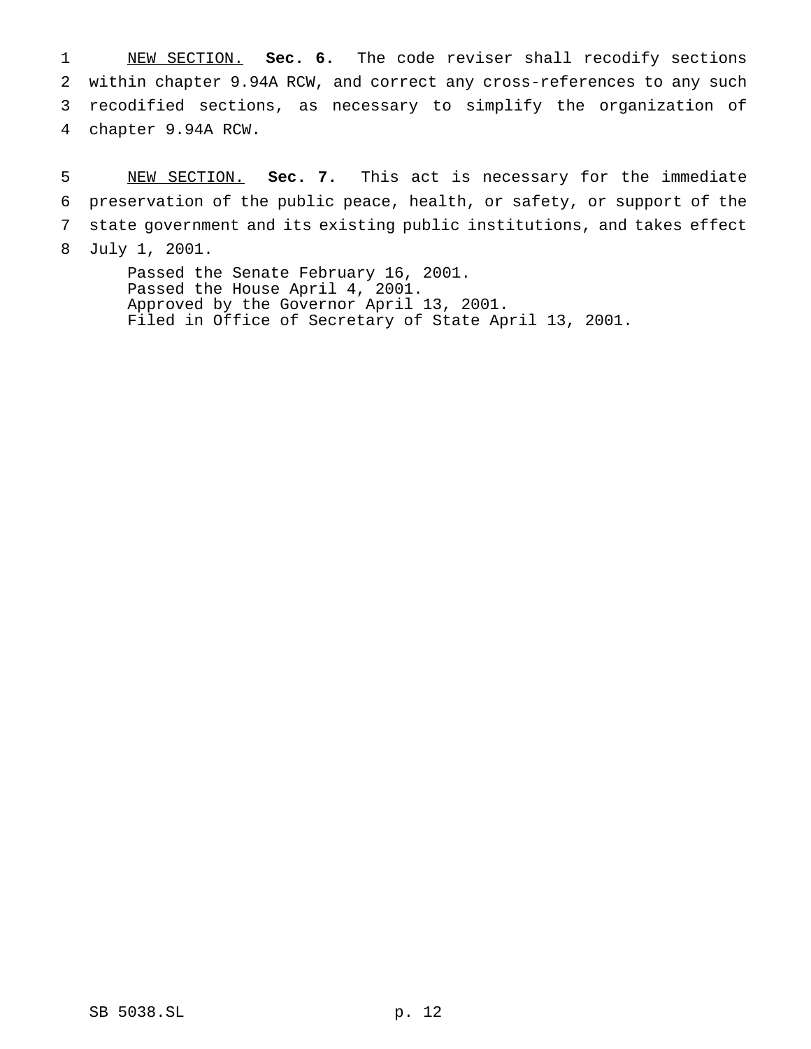NEW SECTION. **Sec. 6.** The code reviser shall recodify sections within chapter 9.94A RCW, and correct any cross-references to any such recodified sections, as necessary to simplify the organization of chapter 9.94A RCW.

NEW SECTION. **Sec. 7.** This act is necessary for the immediate preservation of the public peace, health, or safety, or support of the state government and its existing public institutions, and takes effect July 1, 2001.

Passed the Senate February 16, 2001.
Passed the House April 4, 2001.
Approved by the Governor April 13, 2001.
Filed in Office of Secretary of State April 13, 2001.